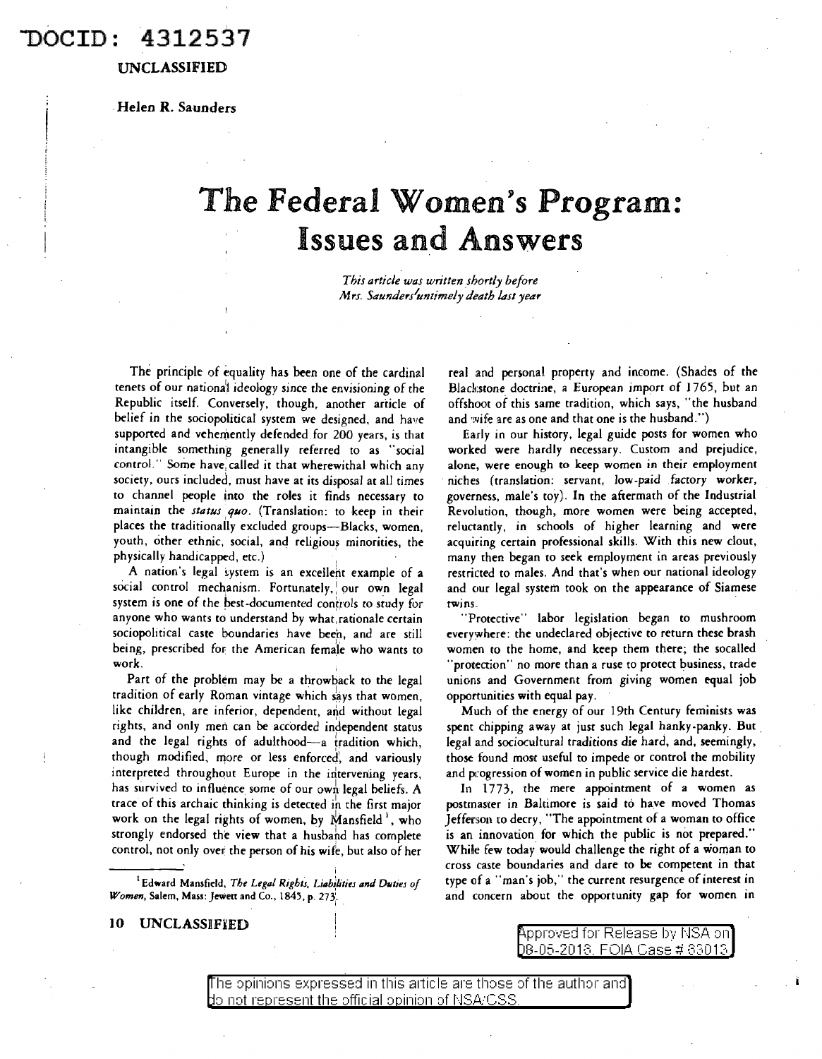DOCID: 4312537

UNCLASSIFIED

Helen R. Saunders

# The Federal Women's Program: Issues and Answers

*This article was written shortly before Mrs. Saunders' untimely death last year*

The principle of equality has been one of the cardinal tenets of our national ideology since the envisioning of the Republic itself. Conversely, though, another article of belief in the sociopolitical system we designed, and have supported and vehemently defended for 200 years, is that intangible something generally referred to as "social control." Some have called it that wherewithal which any society, ours included, must have at its disposal at all times to channel people into the roles it finds necessary to maintain the *status quo*. (Translation: to keep in their places the traditionally excluded groups—Blacks, women, youth, other ethnic, social, and religious minorities, the physically handicapped, etc.)

A nation's legal system is an excellent example of a social control mechanism. Fortunately, our own legal system is one of the best-documented controls to study for anyone who wants to understand by what rationale certain sociopolitical caste boundaries have been, and are still being, prescribed for the American female who wants to work.

Part of the problem may be a throwback to the legal tradition of early Roman vintage which says that women, like children, are inferior, dependent, and without legal rights, and only men can be accorded independent status and the legal rights of adulthood—a tradition which, though modified, more or less enforced, and variously interpreted throughout Europe in the intervening years, has survived to influence some of our own legal beliefs. A trace of this archaic thinking is detected in the first major work on the legal rights of women, by Mansfield[1], who strongly endorsed the view that a husband has complete control, not only over the person of his wife, but also of her real and personal property and income. (Shades of the Blackstone doctrine, a European import of 1765, but an offshoot of this same tradition, which says, "the husband and wife are as one and that one is the husband.")

Early in our history, legal guide posts for women who worked were hardly necessary. Custom and prejudice, alone, were enough to keep women in their employment niches (translation: servant, low-paid factory worker, governess, male's toy). In the aftermath of the Industrial Revolution, though, more women were being accepted, reluctantly, in schools of higher learning and were acquiring certain professional skills. With this new clout, many then began to seek employment in areas previously restricted to males. And that's when our national ideology and our legal system took on the appearance of Siamese twins.

"Protective" labor legislation began to mushroom everywhere: the undeclared objective to return these brash women to the home, and keep them there; the socalled "protection" no more than a ruse to protect business, trade unions and Government from giving women equal job opportunities with equal pay.

Much of the energy of our 19th Century feminists was spent chipping away at just such legal hanky-panky. But legal and sociocultural traditions die hard, and, seemingly, those found most useful to impede or control the mobility and progression of women in public service die hardest.

In 1773, the mere appointment of a women as postmaster in Baltimore is said to have moved Thomas Jefferson to decry, "The appointment of a woman to office is an innovation for which the public is not prepared." While few today would challenge the right of a woman to cross caste boundaries and dare to be competent in that type of a "man's job," the current resurgence of interest in and concern about the opportunity gap for women in

[1] Edward Mansfield, *The Legal Rights, Liabilities and Duties of Women*, Salem, Mass: Jewett and Co., 1845, p. 273.

UNCLASSIFIED

Approved for Release by NSA on 08-05-2013, FOIA Case # 63013

The opinions expressed in this article are those of the author and do not represent the official opinion of NSA/CSS.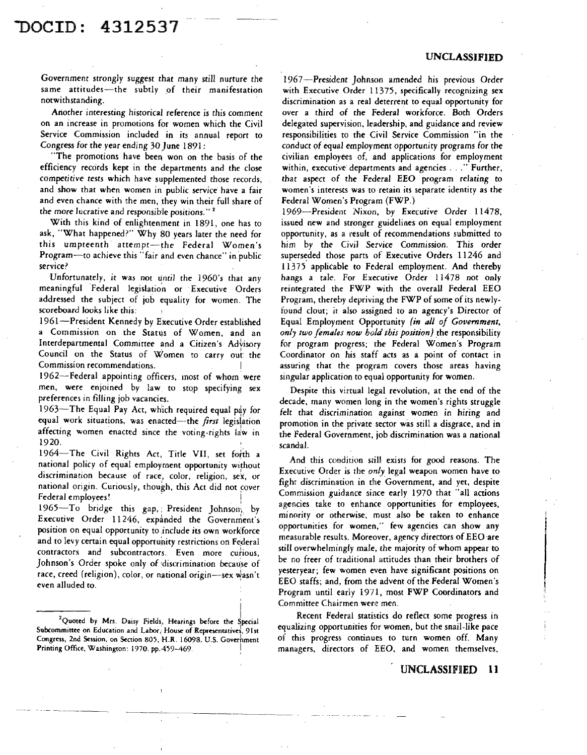Government strongly suggest that many still nurture the same attitudes—the subtly of their manifestation notwithstanding.

Another interesting historical reference is this comment on an increase in promotions for women which the Civil Service Commission included in its annual report to Congress for the year ending 30 June 1891:

"The promotions have been won on the basis of the efficiency records kept in the departments and the close competitive tests which have supplemented those records, and show that when women in public service have a fair and even chance with the men, they win their full share of the more lucrative and responsible positions."[2]

With this kind of enlightenment in 1891, one has to ask, "What happened?" Why 80 years later the need for this umpteenth attempt—the Federal Women's Program—to achieve this "fair and even chance" in public service?

Unfortunately, it was not until the 1960's that any meaningful Federal legislation or Executive Orders addressed the subject of job equality for women. The scoreboard looks like this:

1961—President Kennedy by Executive Order established a Commission on the Status of Women, and an Interdepartmental Committee and a Citizen's Advisory Council on the Status of Women to carry out the Commission recommendations.

1962—Federal appointing officers, most of whom were men, were enjoined by law to stop specifying sex preferences in filling job vacancies.

1963—The Equal Pay Act, which required equal pay for equal work situations, was enacted—the *first* legislation affecting women enacted since the voting-rights law in 1920.

1964—The Civil Rights Act, Title VII, set forth a national policy of equal employment opportunity without discrimination because of race, color, religion, sex, or national origin. Curiously, though, this Act did not cover Federal employees!

1965—To bridge this gap, President Johnson, by Executive Order 11246, expanded the Government's position on equal opportunity to include its own workforce and to levy certain equal opportunity restrictions on Federal contractors and subcontractors. Even more curious, Johnson's Order spoke only of discrimination because of race, creed (religion), color, or national origin—sex wasn't even alluded to.

1967—President Johnson amended his previous Order with Executive Order 11375, specifically recognizing sex discrimination as a real deterrent to equal opportunity for over a third of the Federal workforce. Both Orders delegated supervision, leadership, and guidance and review responsibilities to the Civil Service Commission "in the conduct of equal employment opportunity programs for the civilian employees of, and applications for employment within, executive departments and agencies . . ." Further, that aspect of the Federal EEO program relating to women's interests was to retain its separate identity as the Federal Women's Program (FWP.)

1969—President Nixon, by Executive Order 11478, issued new and stronger guidelines on equal employment opportunity, as a result of recommendations submitted to him by the Civil Service Commission. This order superseded those parts of Executive Orders 11246 and 11375 applicable to Federal employment. And thereby hangs a tale. For Executive Order 11478 not only reintegrated the FWP with the overall Federal EEO Program, thereby depriving the FWP of some of its newly-found clout; it also assigned to an agency's Director of Equal Employment Opportunity *(in all of Government, only two females now hold this position)* the responsibility for program progress; the Federal Women's Program Coordinator on his staff acts as a point of contact in assuring that the program covers those areas having singular application to equal opportunity for women.

Despite this virtual legal revolution, at the end of the decade, many women long in the women's rights struggle felt that discrimination against women in hiring and promotion in the private sector was still a disgrace, and in the Federal Government, job discrimination was a national scandal.

And this condition still exists for good reasons. The Executive Order is the *only* legal weapon women have to fight discrimination in the Government, and yet, despite Commission guidance since early 1970 that "all actions agencies take to enhance opportunities for employees, minority or otherwise, must also be taken to enhance opportunities for women," few agencies can show any measurable results. Moreover, agency directors of EEO are still overwhelmingly male, the majority of whom appear to be no freer of traditional attitudes than their brothers of yesteryear; few women even have significant positions on EEO staffs; and, from the advent of the Federal Women's Program until early 1971, most FWP Coordinators and Committee Chairmen were men.

Recent Federal statistics do reflect some progress in equalizing opportunities for women, but the snail-like pace of this progress continues to turn women off. Many managers, directors of EEO, and women themselves,

---

[2] Quoted by Mrs. Daisy Fields, Hearings before the Special Subcommittee on Education and Labor, House of Representatives, 91st Congress, 2nd Session, on Section 805, H.R. 16098. U.S. Government Printing Office, Washington: 1970. pp. 459–469.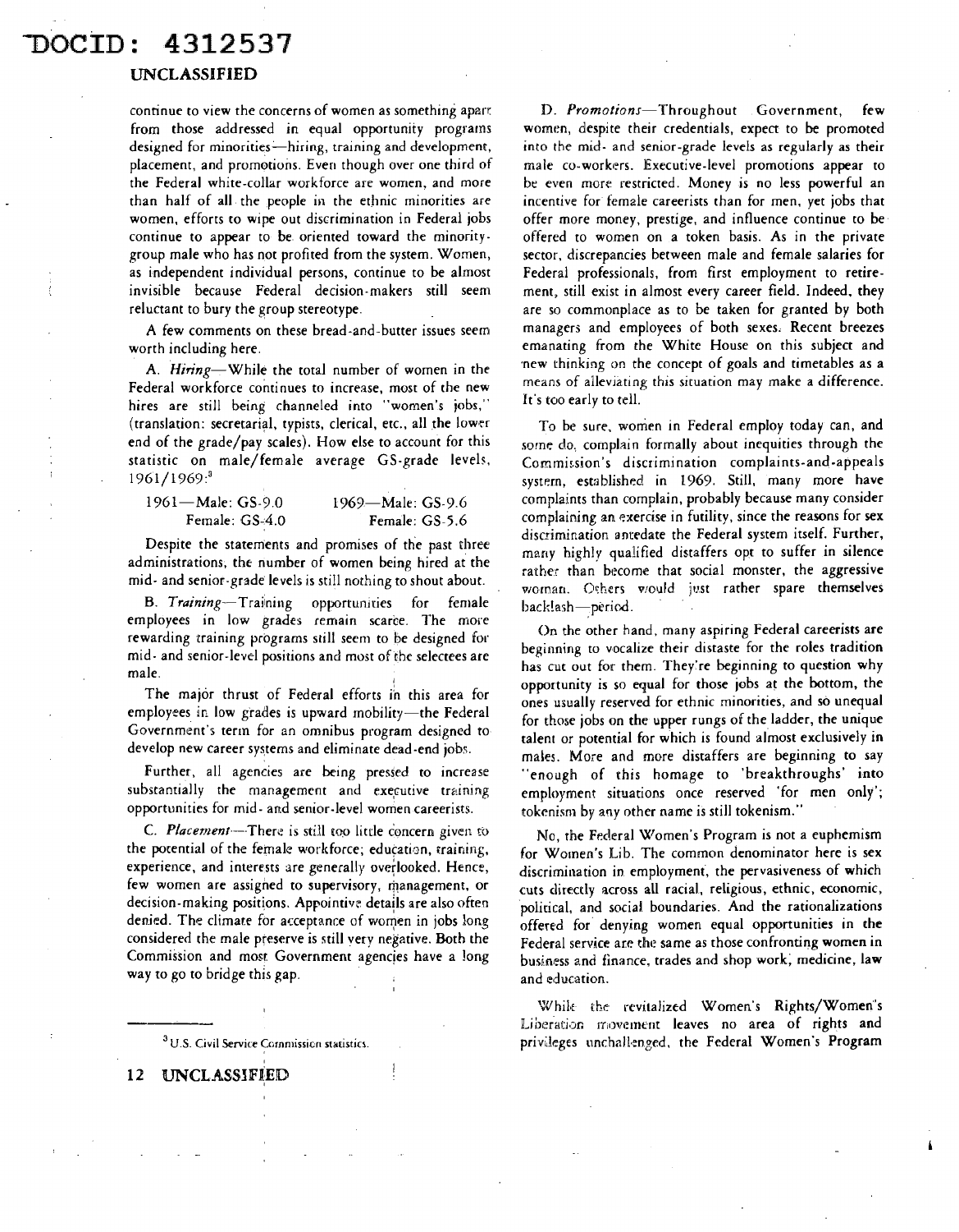continue to view the concerns of women as something apart from those addressed in equal opportunity programs designed for minorities—hiring, training and development, placement, and promotions. Even though over one third of the Federal white-collar workforce are women, and more than half of all the people in the ethnic minorities are women, efforts to wipe out discrimination in Federal jobs continue to appear to be oriented toward the minority-group male who has not profited from the system. Women, as independent individual persons, continue to be almost invisible because Federal decision-makers still seem reluctant to bury the group stereotype.

A few comments on these bread-and-butter issues seem worth including here.

A. *Hiring*—While the total number of women in the Federal workforce continues to increase, most of the new hires are still being channeled into "women's jobs," (translation: secretarial, typists, clerical, etc., all the lower end of the grade/pay scales). How else to account for this statistic on male/female average GS-grade levels, 1961/1969:[3]

| 1961 | | 1969 | |
|---|---|---|---|
| Male: | GS-9.0 | Male: | GS-9.6 |
| Female: | GS-4.0 | Female: | GS-5.6 |

Despite the statements and promises of the past three administrations, the number of women being hired at the mid- and senior-grade levels is still nothing to shout about.

B. *Training*—Training opportunities for female employees in low grades remain scarce. The more rewarding training programs still seem to be designed for mid- and senior-level positions and most of the selectees are male.

The major thrust of Federal efforts in this area for employees in low grades is upward mobility—the Federal Government's term for an omnibus program designed to develop new career systems and eliminate dead-end jobs.

Further, all agencies are being pressed to increase substantially the management and executive training opportunities for mid- and senior-level women careerists.

C. *Placement*—There is still too little concern given to the potential of the female workforce; education, training, experience, and interests are generally overlooked. Hence, few women are assigned to supervisory, management, or decision-making positions. Appointive details are also often denied. The climate for acceptance of women in jobs long considered the male preserve is still very negative. Both the Commission and most Government agencies have a long way to go to bridge this gap.

[3] U.S. Civil Service Commission statistics.

D. *Promotions*—Throughout Government, few women, despite their credentials, expect to be promoted into the mid- and senior-grade levels as regularly as their male co-workers. Executive-level promotions appear to be even more restricted. Money is no less powerful an incentive for female careerists than for men, yet jobs that offer more money, prestige, and influence continue to be offered to women on a token basis. As in the private sector, discrepancies between male and female salaries for Federal professionals, from first employment to retirement, still exist in almost every career field. Indeed, they are so commonplace as to be taken for granted by both managers and employees of both sexes. Recent breezes emanating from the White House on this subject and new thinking on the concept of goals and timetables as a means of alleviating this situation may make a difference. It's too early to tell.

To be sure, women in Federal employ today can, and some do, complain formally about inequities through the Commission's discrimination complaints-and-appeals system, established in 1969. Still, many more have complaints than complain, probably because many consider complaining an exercise in futility, since the reasons for sex discrimination antedate the Federal system itself. Further, many highly qualified distaffers opt to suffer in silence rather than become that social monster, the aggressive woman. Others would just rather spare themselves backlash—period.

On the other hand, many aspiring Federal careerists are beginning to vocalize their distaste for the roles tradition has cut out for them. They're beginning to question why opportunity is so equal for those jobs at the bottom, the ones usually reserved for ethnic minorities, and so unequal for those jobs on the upper rungs of the ladder, the unique talent or potential for which is found almost exclusively in males. More and more distaffers are beginning to say "enough of this homage to 'breakthroughs' into employment situations once reserved 'for men only'; tokenism by any other name is still tokenism."

No, the Federal Women's Program is not a euphemism for Women's Lib. The common denominator here is sex discrimination in employment, the pervasiveness of which cuts directly across all racial, religious, ethnic, economic, political, and social boundaries. And the rationalizations offered for denying women equal opportunities in the Federal service are the same as those confronting women in business and finance, trades and shop work, medicine, law and education.

While the revitalized Women's Rights/Women's Liberation movement leaves no area of rights and privileges unchallenged, the Federal Women's Program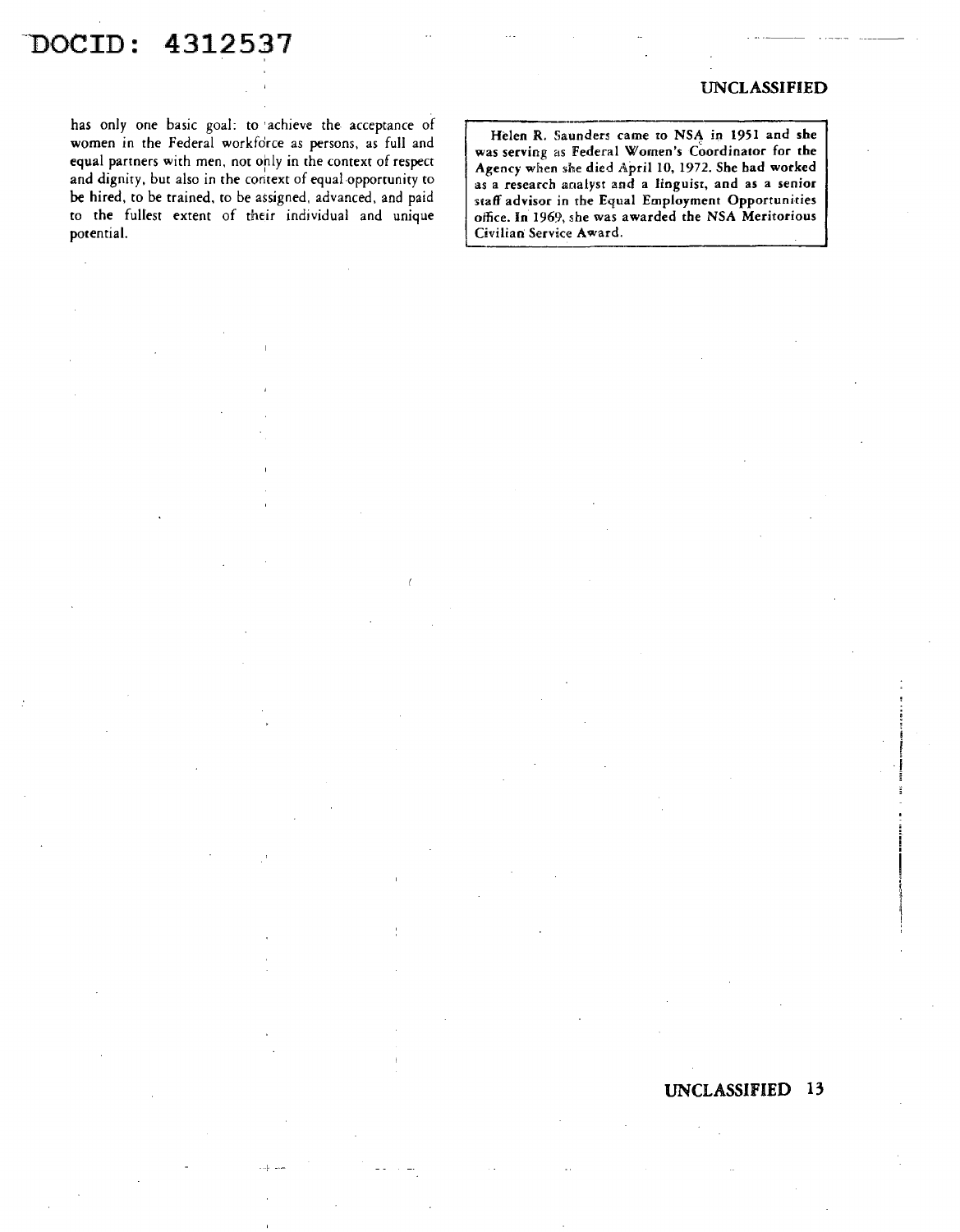has only one basic goal: to achieve the acceptance of women in the Federal workforce as persons, as full and equal partners with men, not only in the context of respect and dignity, but also in the context of equal opportunity to be hired, to be trained, to be assigned, advanced, and paid to the fullest extent of their individual and unique potential.

**Helen R. Saunders came to NSA in 1951 and she was serving as Federal Women's Coordinator for the Agency when she died April 10, 1972. She had worked as a research analyst and a linguist, and as a senior staff advisor in the Equal Employment Opportunities office. In 1969, she was awarded the NSA Meritorious Civilian Service Award.**